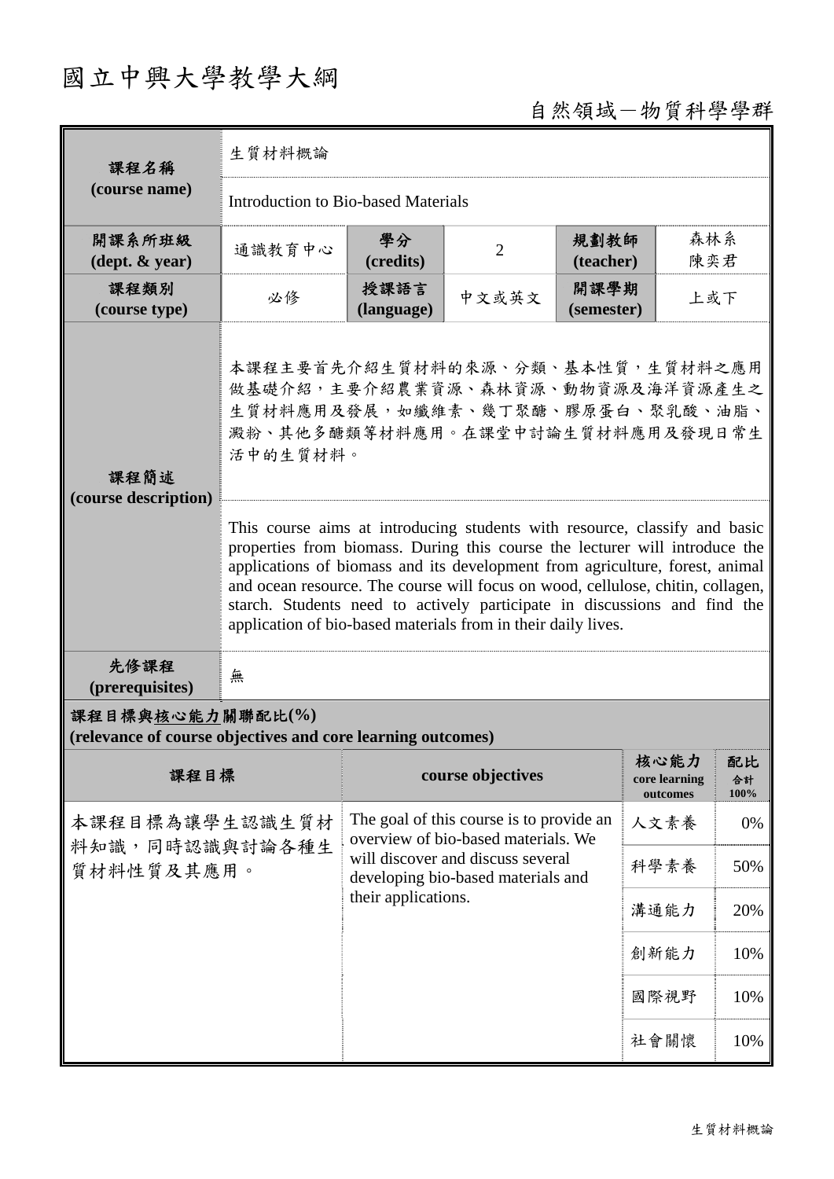# 國立中興大學教學大綱

自然領域－物質科學學群

| 課程名稱 (course name) | 生質材料概論 | | | | |
|---|---|---|---|---|---|
| | Introduction to Bio-based Materials | | | | |
| 開課系所班級 (dept. & year) | 通識教育中心 | 學分 (credits) | 2 | 規劃教師 (teacher) | 森林系 陳奕君 |
| 課程類別 (course type) | 必修 | 授課語言 (language) | 中文或英文 | 開課學期 (semester) | 上或下 |
| 課程簡述 (course description) | 本課程主要首先介紹生質材料的來源、分類、基本性質，生質材料之應用做基礎介紹，主要介紹農業資源、森林資源、動物資源及海洋資源產生之生質材料應用及發展，如纖維素、幾丁聚醣、膠原蛋白、聚乳酸、油脂、澱粉、其他多醣類等材料應用。在課堂中討論生質材料應用及發現日常生活中的生質材料。 | | | | |
| | This course aims at introducing students with resource, classify and basic properties from biomass. During this course the lecturer will introduce the applications of biomass and its development from agriculture, forest, animal and ocean resource. The course will focus on wood, cellulose, chitin, collagen, starch. Students need to actively participate in discussions and find the application of bio-based materials from in their daily lives. | | | | |
| 先修課程 (prerequisites) | 無 | | | | |

**課程目標與核心能力關聯配比(%)**
**(relevance of course objectives and core learning outcomes)**

| 課程目標 | course objectives | 核心能力 core learning outcomes | 配比 合計 100% |
|---|---|---|---|
| 本課程目標為讓學生認識生質材料知識，同時認識與討論各種生質材料性質及其應用。 | The goal of this course is to provide an overview of bio-based materials. We will discover and discuss several developing bio-based materials and their applications. | 人文素養 | 0% |
| | | 科學素養 | 50% |
| | | 溝通能力 | 20% |
| | | 創新能力 | 10% |
| | | 國際視野 | 10% |
| | | 社會關懷 | 10% |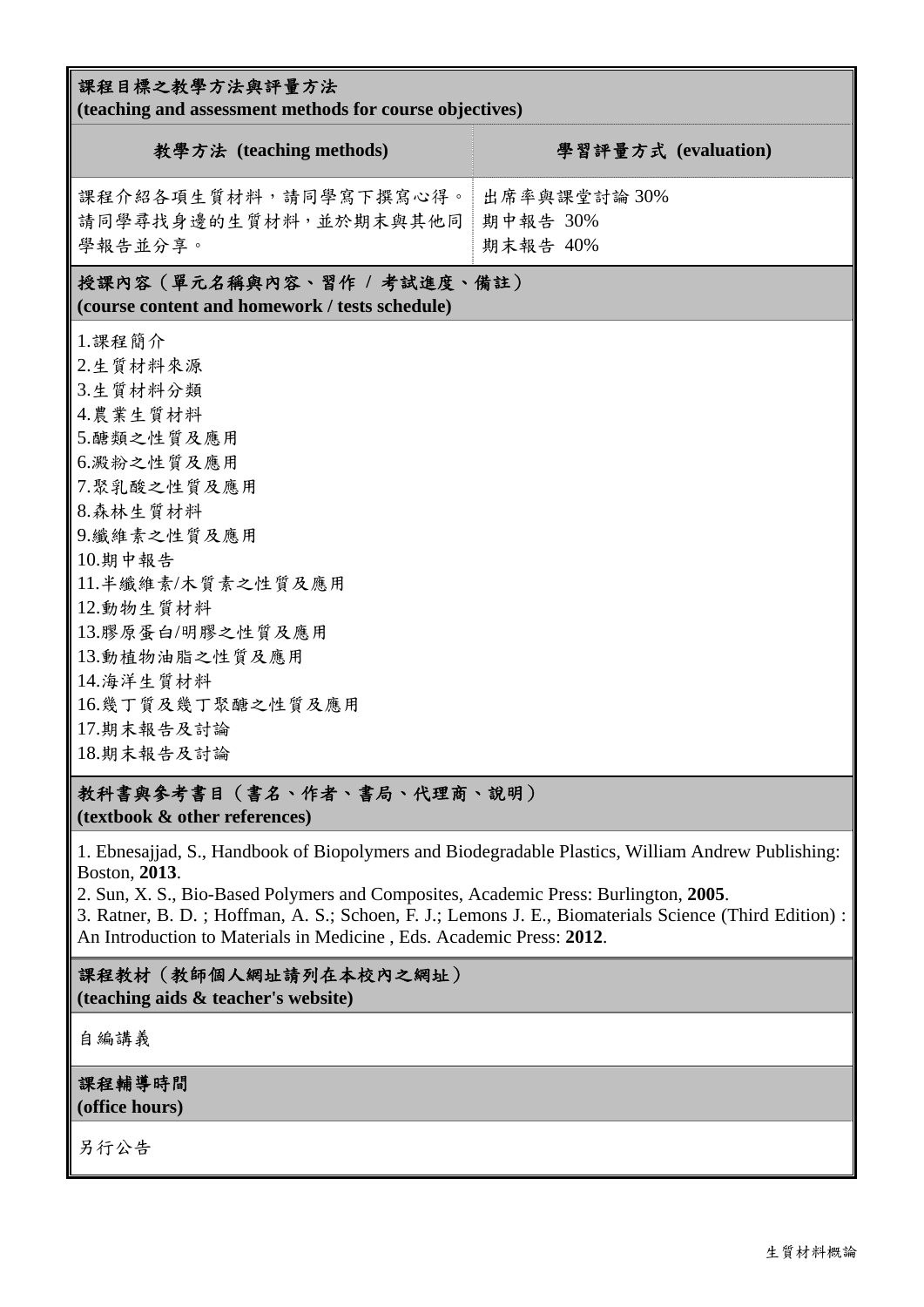## 課程目標之教學方法與評量方法
**(teaching and assessment methods for course objectives)**

| 教學方法 (teaching methods) | 學習評量方式 (evaluation) |
|---|---|
| 課程介紹各項生質材料，請同學寫下撰寫心得。請同學尋找身邊的生質材料，並於期末與其他同學報告並分享。 | 出席率與課堂討論 30%<br>期中報告 30%<br>期末報告 40% |

## 授課內容（單元名稱與內容、習作 / 考試進度、備註）
**(course content and homework / tests schedule)**

1.課程簡介
2.生質材料來源
3.生質材料分類
4.農業生質材料
5.醣類之性質及應用
6.澱粉之性質及應用
7.聚乳酸之性質及應用
8.森林生質材料
9.纖維素之性質及應用
10.期中報告
11.半纖維素/木質素之性質及應用
12.動物生質材料
13.膠原蛋白/明膠之性質及應用
13.動植物油脂之性質及應用
14.海洋生質材料
16.幾丁質及幾丁聚醣之性質及應用
17.期末報告及討論
18.期末報告及討論

## 教科書與參考書目（書名、作者、書局、代理商、說明）
**(textbook & other references)**

1. Ebnesajjad, S., Handbook of Biopolymers and Biodegradable Plastics, William Andrew Publishing: Boston, **2013**.
2. Sun, X. S., Bio-Based Polymers and Composites, Academic Press: Burlington, **2005**.
3. Ratner, B. D. ; Hoffman, A. S.; Schoen, F. J.; Lemons J. E., Biomaterials Science (Third Edition) : An Introduction to Materials in Medicine , Eds. Academic Press: **2012**.

## 課程教材（教師個人網址請列在本校內之網址）
**(teaching aids & teacher's website)**

自編講義

## 課程輔導時間
**(office hours)**

另行公告